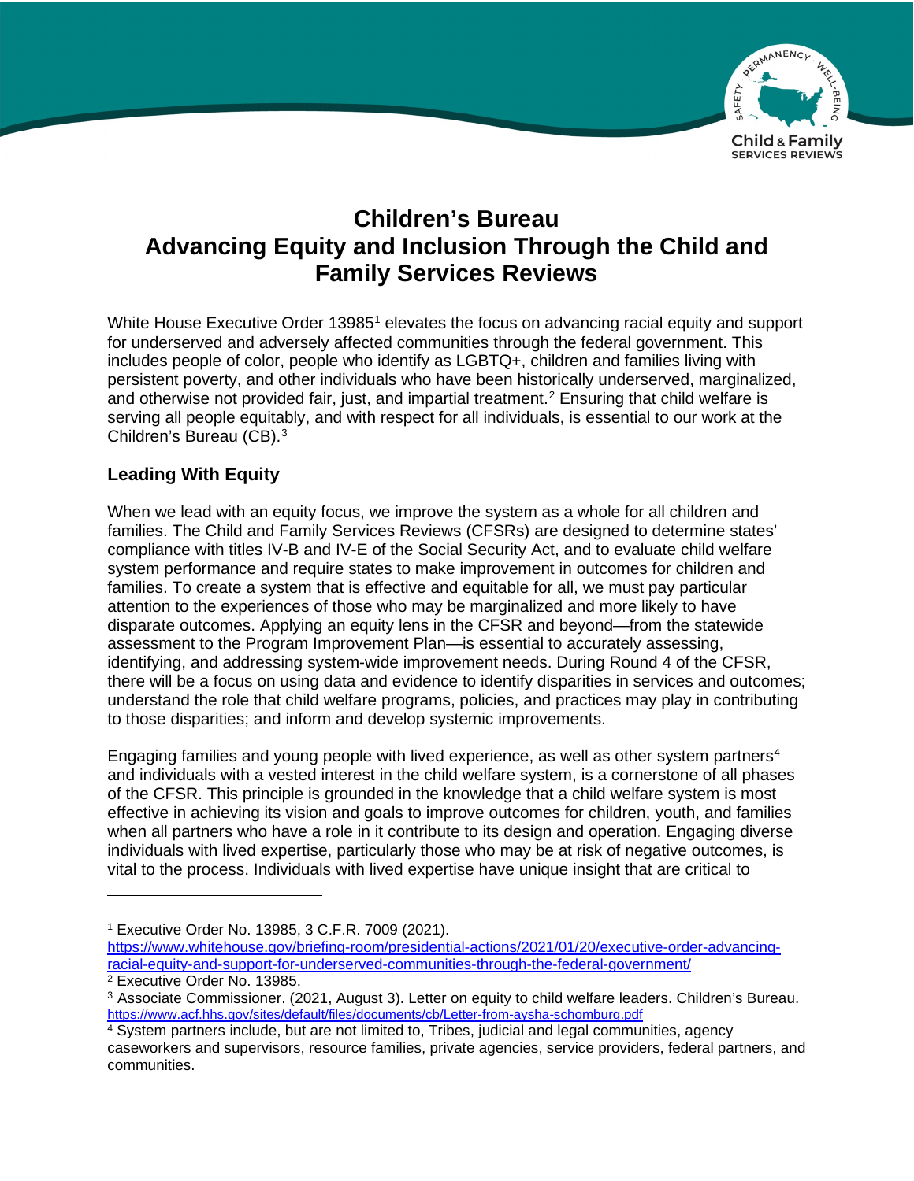# Children's Bureau
# Advancing Equity and Inclusion Through the Child and Family Services Reviews

White House Executive Order 13985[1] elevates the focus on advancing racial equity and support for underserved and adversely affected communities through the federal government. This includes people of color, people who identify as LGBTQ+, children and families living with persistent poverty, and other individuals who have been historically underserved, marginalized, and otherwise not provided fair, just, and impartial treatment.[2] Ensuring that child welfare is serving all people equitably, and with respect for all individuals, is essential to our work at the Children's Bureau (CB).[3]

## Leading With Equity

When we lead with an equity focus, we improve the system as a whole for all children and families. The Child and Family Services Reviews (CFSRs) are designed to determine states' compliance with titles IV-B and IV-E of the Social Security Act, and to evaluate child welfare system performance and require states to make improvement in outcomes for children and families. To create a system that is effective and equitable for all, we must pay particular attention to the experiences of those who may be marginalized and more likely to have disparate outcomes. Applying an equity lens in the CFSR and beyond—from the statewide assessment to the Program Improvement Plan—is essential to accurately assessing, identifying, and addressing system-wide improvement needs. During Round 4 of the CFSR, there will be a focus on using data and evidence to identify disparities in services and outcomes; understand the role that child welfare programs, policies, and practices may play in contributing to those disparities; and inform and develop systemic improvements.

Engaging families and young people with lived experience, as well as other system partners[4] and individuals with a vested interest in the child welfare system, is a cornerstone of all phases of the CFSR. This principle is grounded in the knowledge that a child welfare system is most effective in achieving its vision and goals to improve outcomes for children, youth, and families when all partners who have a role in it contribute to its design and operation. Engaging diverse individuals with lived expertise, particularly those who may be at risk of negative outcomes, is vital to the process. Individuals with lived expertise have unique insight that are critical to

---

[1] Executive Order No. 13985, 3 C.F.R. 7009 (2021). https://www.whitehouse.gov/briefing-room/presidential-actions/2021/01/20/executive-order-advancing-racial-equity-and-support-for-underserved-communities-through-the-federal-government/

[2] Executive Order No. 13985.

[3] Associate Commissioner. (2021, August 3). Letter on equity to child welfare leaders. Children's Bureau. https://www.acf.hhs.gov/sites/default/files/documents/cb/Letter-from-aysha-schomburg.pdf

[4] System partners include, but are not limited to, Tribes, judicial and legal communities, agency caseworkers and supervisors, resource families, private agencies, service providers, federal partners, and communities.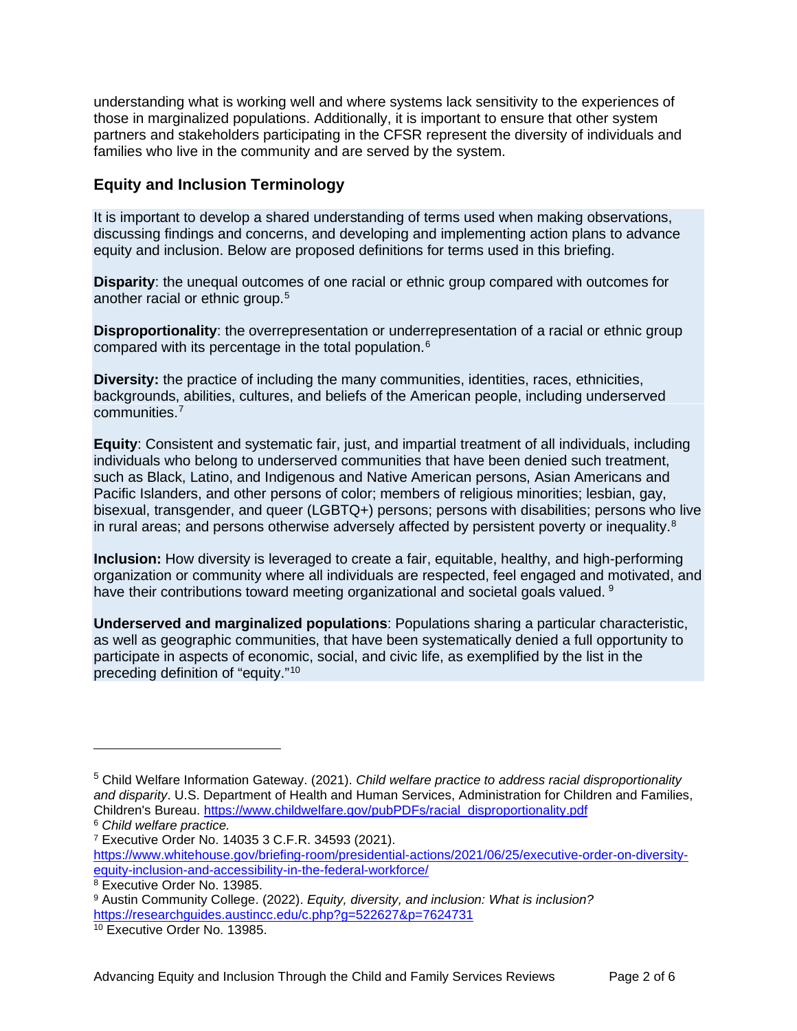understanding what is working well and where systems lack sensitivity to the experiences of those in marginalized populations. Additionally, it is important to ensure that other system partners and stakeholders participating in the CFSR represent the diversity of individuals and families who live in the community and are served by the system.

## Equity and Inclusion Terminology

It is important to develop a shared understanding of terms used when making observations, discussing findings and concerns, and developing and implementing action plans to advance equity and inclusion. Below are proposed definitions for terms used in this briefing.

**Disparity**: the unequal outcomes of one racial or ethnic group compared with outcomes for another racial or ethnic group.[5]

**Disproportionality**: the overrepresentation or underrepresentation of a racial or ethnic group compared with its percentage in the total population.[6]

**Diversity:** the practice of including the many communities, identities, races, ethnicities, backgrounds, abilities, cultures, and beliefs of the American people, including underserved communities.[7]

**Equity**: Consistent and systematic fair, just, and impartial treatment of all individuals, including individuals who belong to underserved communities that have been denied such treatment, such as Black, Latino, and Indigenous and Native American persons, Asian Americans and Pacific Islanders, and other persons of color; members of religious minorities; lesbian, gay, bisexual, transgender, and queer (LGBTQ+) persons; persons with disabilities; persons who live in rural areas; and persons otherwise adversely affected by persistent poverty or inequality.[8]

**Inclusion:** How diversity is leveraged to create a fair, equitable, healthy, and high-performing organization or community where all individuals are respected, feel engaged and motivated, and have their contributions toward meeting organizational and societal goals valued.[9]

**Underserved and marginalized populations**: Populations sharing a particular characteristic, as well as geographic communities, that have been systematically denied a full opportunity to participate in aspects of economic, social, and civic life, as exemplified by the list in the preceding definition of "equity."[10]

---

[5] Child Welfare Information Gateway. (2021). *Child welfare practice to address racial disproportionality and disparity*. U.S. Department of Health and Human Services, Administration for Children and Families, Children's Bureau. https://www.childwelfare.gov/pubPDFs/racial_disproportionality.pdf

[6] *Child welfare practice.*

[7] Executive Order No. 14035 3 C.F.R. 34593 (2021). https://www.whitehouse.gov/briefing-room/presidential-actions/2021/06/25/executive-order-on-diversity-equity-inclusion-and-accessibility-in-the-federal-workforce/

[8] Executive Order No. 13985.

[9] Austin Community College. (2022). *Equity, diversity, and inclusion: What is inclusion?* https://researchguides.austincc.edu/c.php?g=522627&p=7624731

[10] Executive Order No. 13985.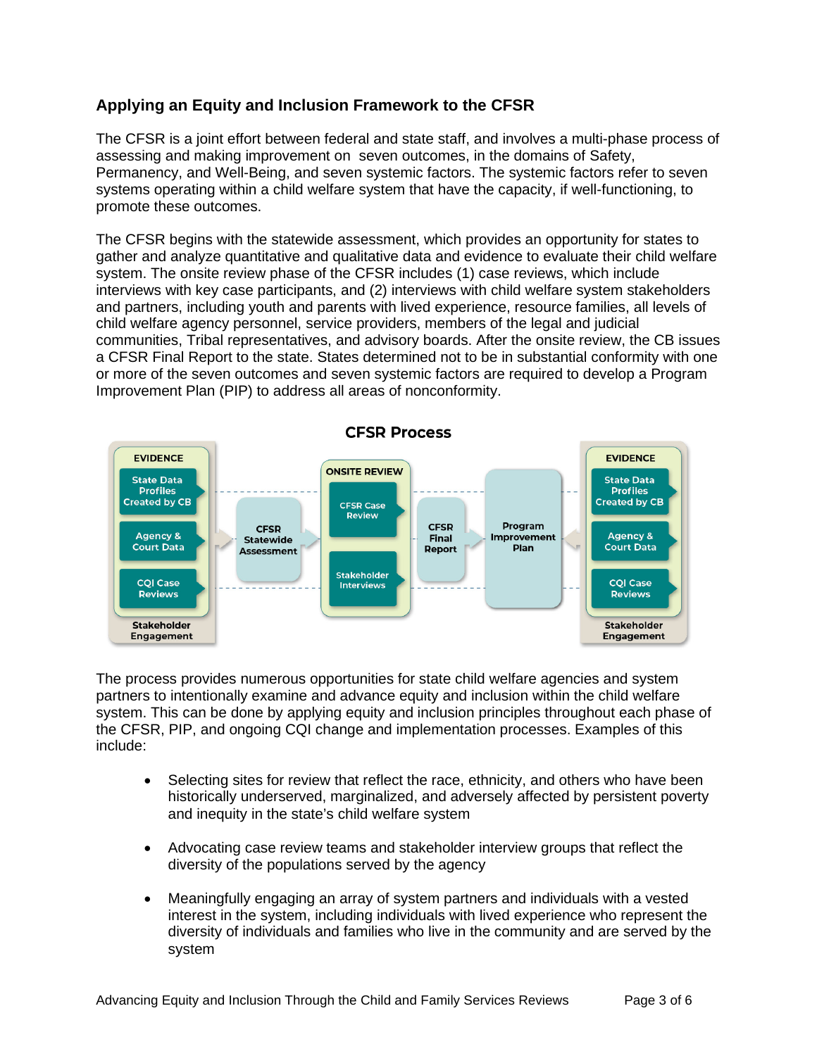## Applying an Equity and Inclusion Framework to the CFSR

The CFSR is a joint effort between federal and state staff, and involves a multi-phase process of assessing and making improvement on seven outcomes, in the domains of Safety, Permanency, and Well-Being, and seven systemic factors. The systemic factors refer to seven systems operating within a child welfare system that have the capacity, if well-functioning, to promote these outcomes.

The CFSR begins with the statewide assessment, which provides an opportunity for states to gather and analyze quantitative and qualitative data and evidence to evaluate their child welfare system. The onsite review phase of the CFSR includes (1) case reviews, which include interviews with key case participants, and (2) interviews with child welfare system stakeholders and partners, including youth and parents with lived experience, resource families, all levels of child welfare agency personnel, service providers, members of the legal and judicial communities, Tribal representatives, and advisory boards. After the onsite review, the CB issues a CFSR Final Report to the state. States determined not to be in substantial conformity with one or more of the seven outcomes and seven systemic factors are required to develop a Program Improvement Plan (PIP) to address all areas of nonconformity.

**CFSR Process**

- EVIDENCE: State Data Profiles Created by CB; Agency & Court Data; CQI Case Reviews; Stakeholder Engagement
- CFSR Statewide Assessment
- ONSITE REVIEW: CFSR Case Review; Stakeholder Interviews
- CFSR Final Report
- Program Improvement Plan
- EVIDENCE: State Data Profiles Created by CB; Agency & Court Data; CQI Case Reviews; Stakeholder Engagement

The process provides numerous opportunities for state child welfare agencies and system partners to intentionally examine and advance equity and inclusion within the child welfare system. This can be done by applying equity and inclusion principles throughout each phase of the CFSR, PIP, and ongoing CQI change and implementation processes. Examples of this include:

- Selecting sites for review that reflect the race, ethnicity, and others who have been historically underserved, marginalized, and adversely affected by persistent poverty and inequity in the state's child welfare system

- Advocating case review teams and stakeholder interview groups that reflect the diversity of the populations served by the agency

- Meaningfully engaging an array of system partners and individuals with a vested interest in the system, including individuals with lived experience who represent the diversity of individuals and families who live in the community and are served by the system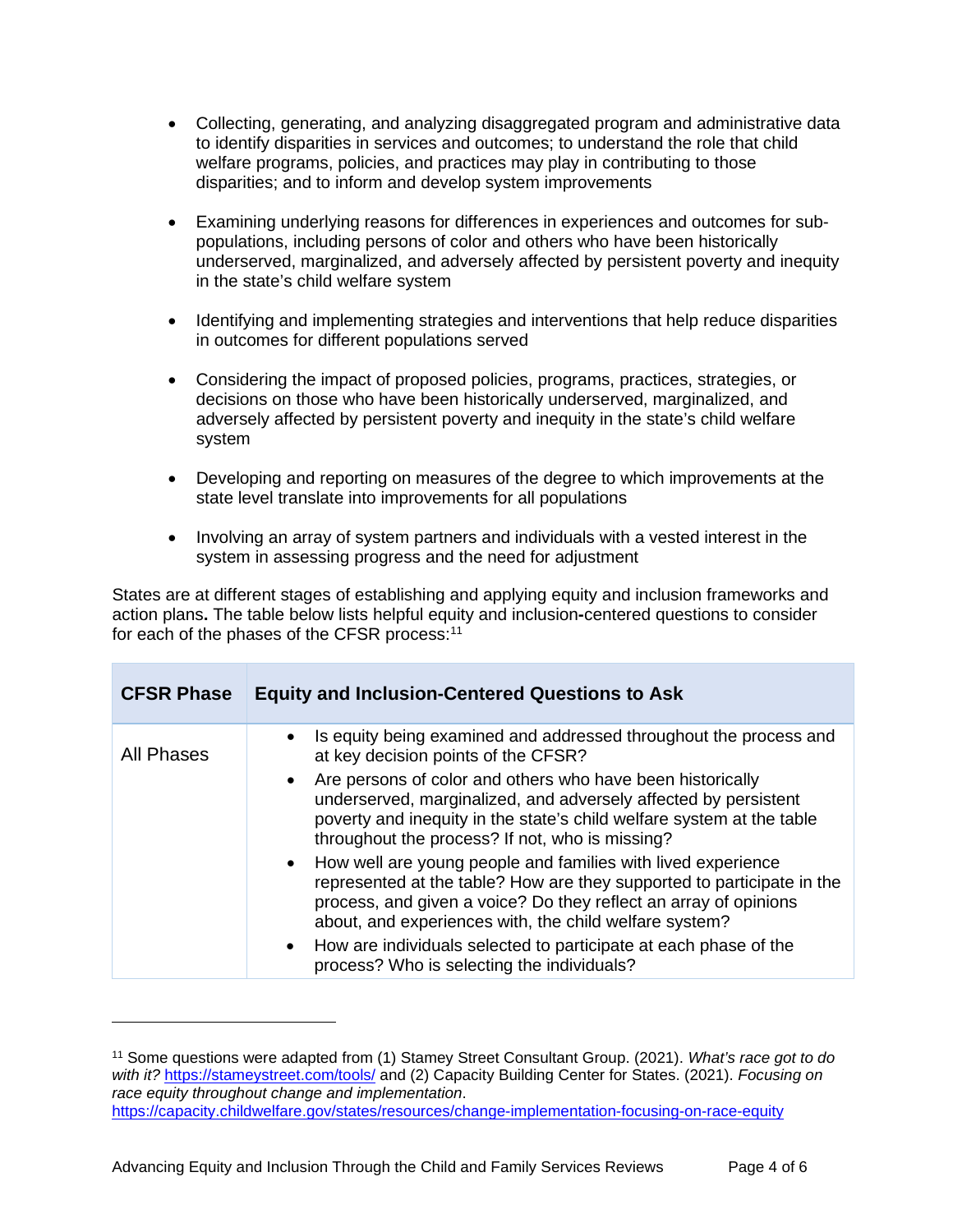- Collecting, generating, and analyzing disaggregated program and administrative data to identify disparities in services and outcomes; to understand the role that child welfare programs, policies, and practices may play in contributing to those disparities; and to inform and develop system improvements

- Examining underlying reasons for differences in experiences and outcomes for sub-populations, including persons of color and others who have been historically underserved, marginalized, and adversely affected by persistent poverty and inequity in the state's child welfare system

- Identifying and implementing strategies and interventions that help reduce disparities in outcomes for different populations served

- Considering the impact of proposed policies, programs, practices, strategies, or decisions on those who have been historically underserved, marginalized, and adversely affected by persistent poverty and inequity in the state's child welfare system

- Developing and reporting on measures of the degree to which improvements at the state level translate into improvements for all populations

- Involving an array of system partners and individuals with a vested interest in the system in assessing progress and the need for adjustment

States are at different stages of establishing and applying equity and inclusion frameworks and action plans**.** The table below lists helpful equity and inclusion**-**centered questions to consider for each of the phases of the CFSR process:[11]

| CFSR Phase | Equity and Inclusion-Centered Questions to Ask |
|---|---|
| All Phases | • Is equity being examined and addressed throughout the process and at key decision points of the CFSR?<br>• Are persons of color and others who have been historically underserved, marginalized, and adversely affected by persistent poverty and inequity in the state's child welfare system at the table throughout the process? If not, who is missing?<br>• How well are young people and families with lived experience represented at the table? How are they supported to participate in the process, and given a voice? Do they reflect an array of opinions about, and experiences with, the child welfare system?<br>• How are individuals selected to participate at each phase of the process? Who is selecting the individuals? |

[11] Some questions were adapted from (1) Stamey Street Consultant Group. (2021). *What's race got to do with it?* https://stameystreet.com/tools/ and (2) Capacity Building Center for States. (2021). *Focusing on race equity throughout change and implementation*. https://capacity.childwelfare.gov/states/resources/change-implementation-focusing-on-race-equity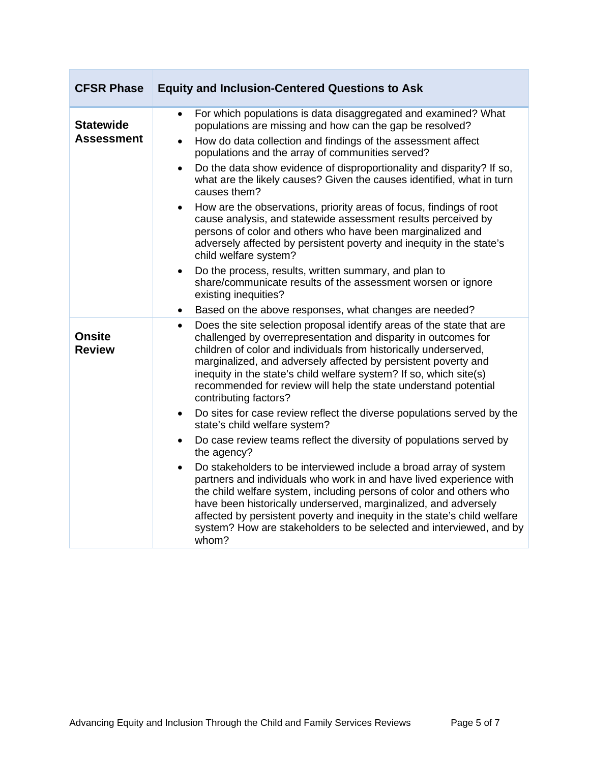| CFSR Phase | Equity and Inclusion-Centered Questions to Ask |
|---|---|
| **Statewide Assessment** | • For which populations is data disaggregated and examined? What populations are missing and how can the gap be resolved?<br>• How do data collection and findings of the assessment affect populations and the array of communities served?<br>• Do the data show evidence of disproportionality and disparity? If so, what are the likely causes? Given the causes identified, what in turn causes them?<br>• How are the observations, priority areas of focus, findings of root cause analysis, and statewide assessment results perceived by persons of color and others who have been marginalized and adversely affected by persistent poverty and inequity in the state's child welfare system?<br>• Do the process, results, written summary, and plan to share/communicate results of the assessment worsen or ignore existing inequities?<br>• Based on the above responses, what changes are needed? |
| **Onsite Review** | • Does the site selection proposal identify areas of the state that are challenged by overrepresentation and disparity in outcomes for children of color and individuals from historically underserved, marginalized, and adversely affected by persistent poverty and inequity in the state's child welfare system? If so, which site(s) recommended for review will help the state understand potential contributing factors?<br>• Do sites for case review reflect the diverse populations served by the state's child welfare system?<br>• Do case review teams reflect the diversity of populations served by the agency?<br>• Do stakeholders to be interviewed include a broad array of system partners and individuals who work in and have lived experience with the child welfare system, including persons of color and others who have been historically underserved, marginalized, and adversely affected by persistent poverty and inequity in the state's child welfare system? How are stakeholders to be selected and interviewed, and by whom? |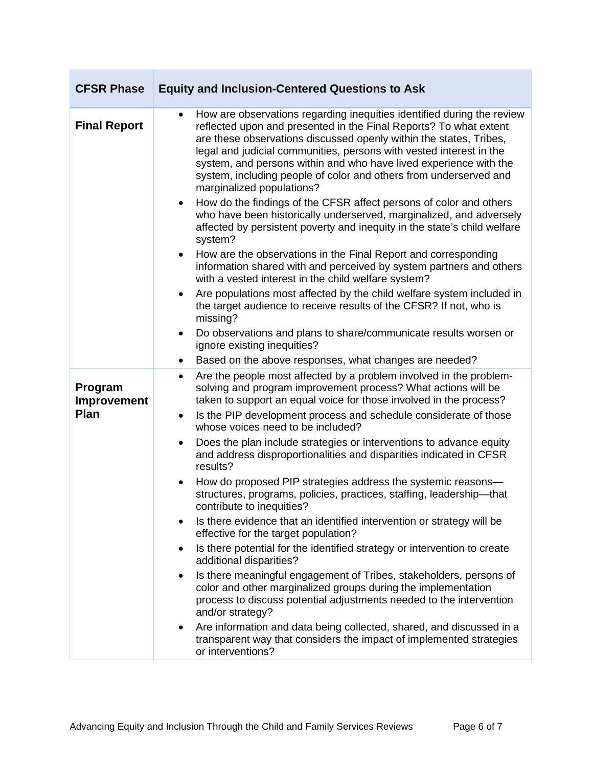| CFSR Phase | Equity and Inclusion-Centered Questions to Ask |
|---|---|
| **Final Report** | • How are observations regarding inequities identified during the review reflected upon and presented in the Final Reports? To what extent are these observations discussed openly within the states, Tribes, legal and judicial communities, persons with vested interest in the system, and persons within and who have lived experience with the system, including people of color and others from underserved and marginalized populations?<br>• How do the findings of the CFSR affect persons of color and others who have been historically underserved, marginalized, and adversely affected by persistent poverty and inequity in the state's child welfare system?<br>• How are the observations in the Final Report and corresponding information shared with and perceived by system partners and others with a vested interest in the child welfare system?<br>• Are populations most affected by the child welfare system included in the target audience to receive results of the CFSR? If not, who is missing?<br>• Do observations and plans to share/communicate results worsen or ignore existing inequities?<br>• Based on the above responses, what changes are needed? |
| **Program Improvement Plan** | • Are the people most affected by a problem involved in the problem-solving and program improvement process? What actions will be taken to support an equal voice for those involved in the process?<br>• Is the PIP development process and schedule considerate of those whose voices need to be included?<br>• Does the plan include strategies or interventions to advance equity and address disproportionalities and disparities indicated in CFSR results?<br>• How do proposed PIP strategies address the systemic reasons—structures, programs, policies, practices, staffing, leadership—that contribute to inequities?<br>• Is there evidence that an identified intervention or strategy will be effective for the target population?<br>• Is there potential for the identified strategy or intervention to create additional disparities?<br>• Is there meaningful engagement of Tribes, stakeholders, persons of color and other marginalized groups during the implementation process to discuss potential adjustments needed to the intervention and/or strategy?<br>• Are information and data being collected, shared, and discussed in a transparent way that considers the impact of implemented strategies or interventions? |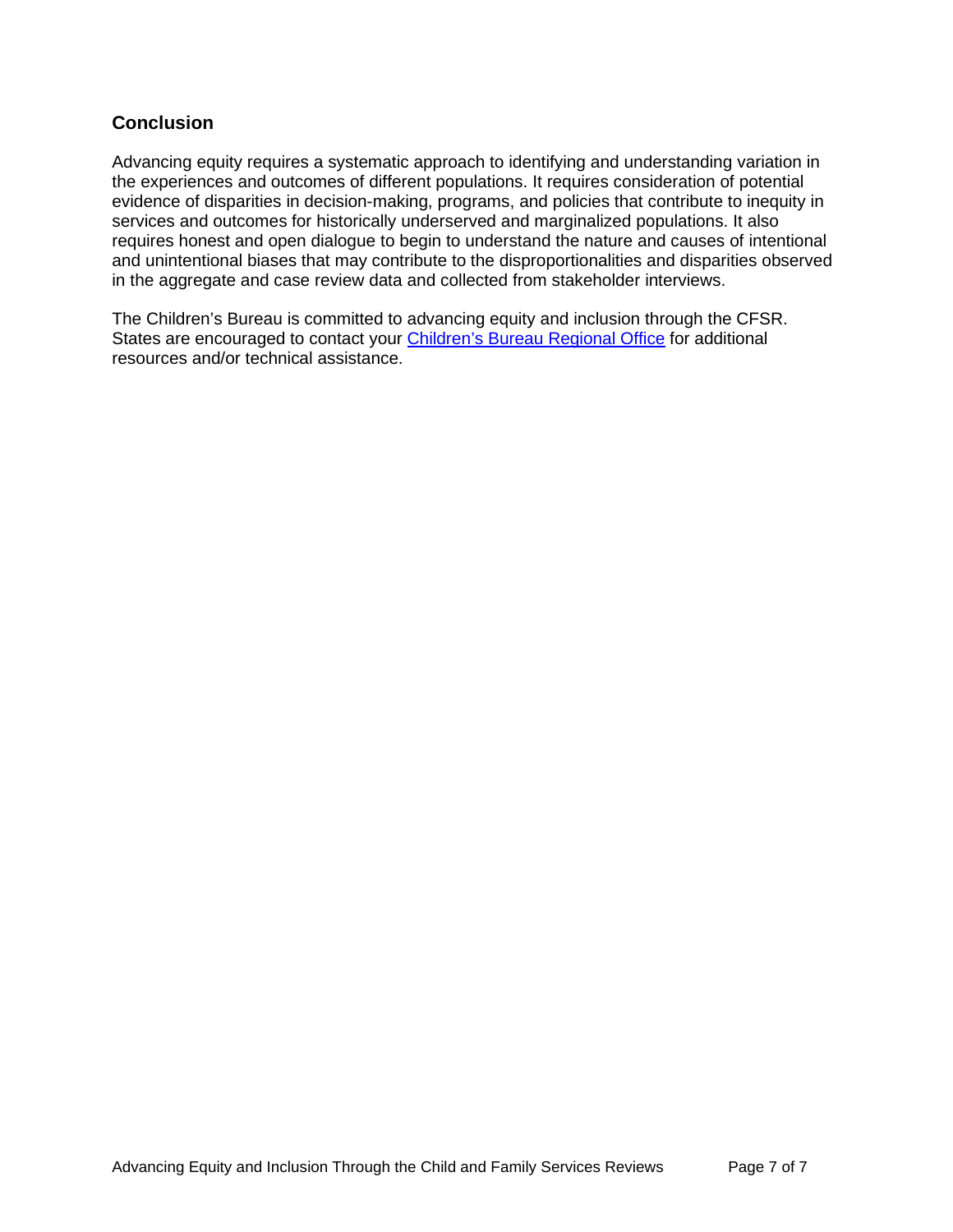## Conclusion

Advancing equity requires a systematic approach to identifying and understanding variation in the experiences and outcomes of different populations. It requires consideration of potential evidence of disparities in decision-making, programs, and policies that contribute to inequity in services and outcomes for historically underserved and marginalized populations. It also requires honest and open dialogue to begin to understand the nature and causes of intentional and unintentional biases that may contribute to the disproportionalities and disparities observed in the aggregate and case review data and collected from stakeholder interviews.

The Children's Bureau is committed to advancing equity and inclusion through the CFSR. States are encouraged to contact your Children's Bureau Regional Office for additional resources and/or technical assistance.